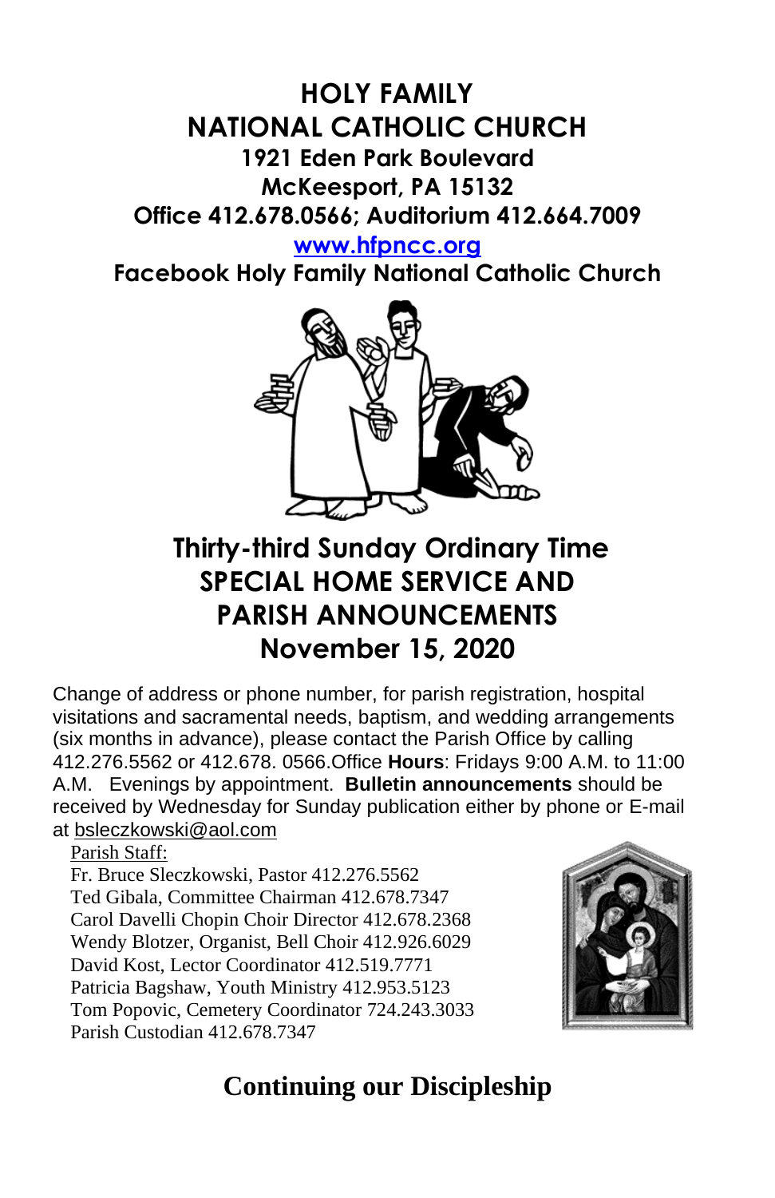# HOLY FAMILY NATIONAL CATHOLIC CHURCH

**1921 Eden Park Boulevard**
**McKeesport, PA 15132**
**Office 412.678.0566; Auditorium 412.664.7009**
**www.hfpncc.org**
**Facebook Holy Family National Catholic Church**

## Thirty-third Sunday Ordinary Time
## SPECIAL HOME SERVICE AND PARISH ANNOUNCEMENTS
## November 15, 2020

Change of address or phone number, for parish registration, hospital visitations and sacramental needs, baptism, and wedding arrangements (six months in advance), please contact the Parish Office by calling 412.276.5562 or 412.678. 0566.Office **Hours**: Fridays 9:00 A.M. to 11:00 A.M. Evenings by appointment. **Bulletin announcements** should be received by Wednesday for Sunday publication either by phone or E-mail at bsleczkowski@aol.com

Parish Staff:
Fr. Bruce Sleczkowski, Pastor 412.276.5562
Ted Gibala, Committee Chairman 412.678.7347
Carol Davelli Chopin Choir Director 412.678.2368
Wendy Blotzer, Organist, Bell Choir 412.926.6029
David Kost, Lector Coordinator 412.519.7771
Patricia Bagshaw, Youth Ministry 412.953.5123
Tom Popovic, Cemetery Coordinator 724.243.3033
Parish Custodian 412.678.7347

## Continuing our Discipleship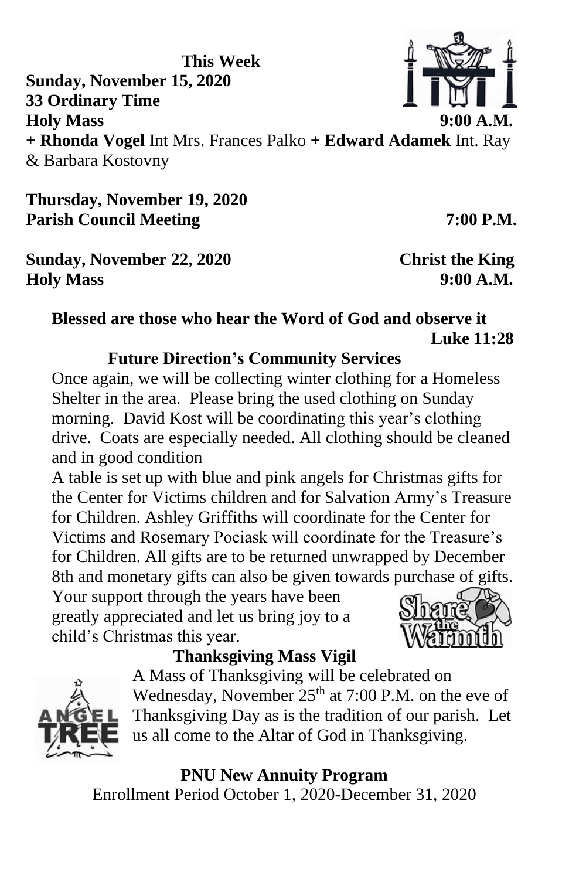**This Week**

**Sunday, November 15, 2020**
**33 Ordinary Time**
**Holy Mass** **9:00 A.M.**

**+ Rhonda Vogel** Int Mrs. Frances Palko **+ Edward Adamek** Int. Ray & Barbara Kostovny

**Thursday, November 19, 2020**
**Parish Council Meeting** **7:00 P.M.**

**Sunday, November 22, 2020** **Christ the King**
**Holy Mass** **9:00 A.M.**

**Blessed are those who hear the Word of God and observe it**
**Luke 11:28**

**Future Direction's Community Services**

Once again, we will be collecting winter clothing for a Homeless Shelter in the area. Please bring the used clothing on Sunday morning. David Kost will be coordinating this year's clothing drive. Coats are especially needed. All clothing should be cleaned and in good condition

A table is set up with blue and pink angels for Christmas gifts for the Center for Victims children and for Salvation Army's Treasure for Children. Ashley Griffiths will coordinate for the Center for Victims and Rosemary Pociask will coordinate for the Treasure's for Children. All gifts are to be returned unwrapped by December 8th and monetary gifts can also be given towards purchase of gifts. Your support through the years have been greatly appreciated and let us bring joy to a child's Christmas this year.

**Thanksgiving Mass Vigil**

A Mass of Thanksgiving will be celebrated on Wednesday, November 25th at 7:00 P.M. on the eve of Thanksgiving Day as is the tradition of our parish. Let us all come to the Altar of God in Thanksgiving.

**PNU New Annuity Program**

Enrollment Period October 1, 2020-December 31, 2020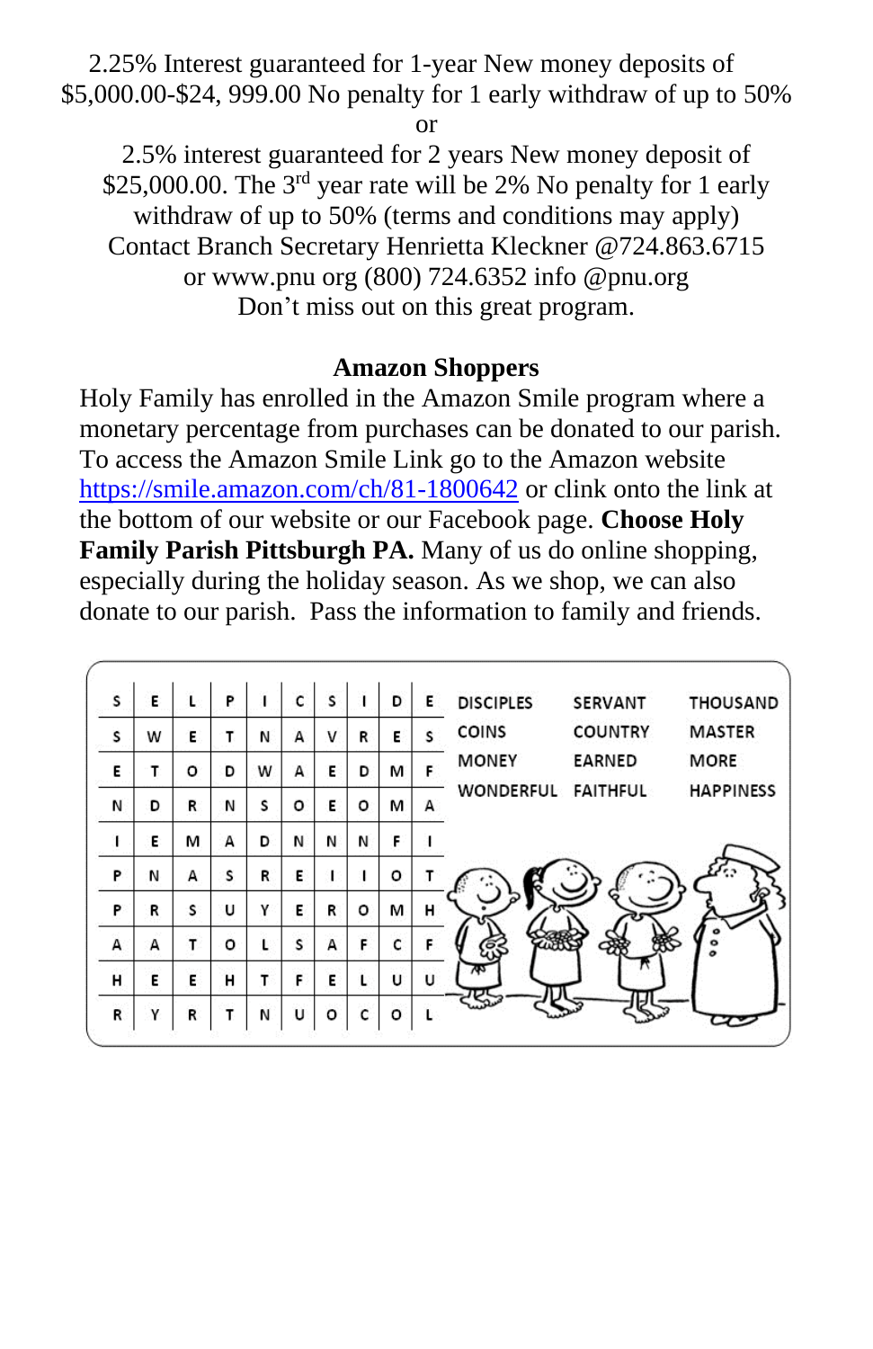2.25% Interest guaranteed for 1-year New money deposits of $5,000.00-$24, 999.00 No penalty for 1 early withdraw of up to 50%

or

2.5% interest guaranteed for 2 years New money deposit of $25,000.00. The 3rd year rate will be 2% No penalty for 1 early withdraw of up to 50% (terms and conditions may apply)
Contact Branch Secretary Henrietta Kleckner @724.863.6715
or www.pnu org (800) 724.6352 info @pnu.org
Don't miss out on this great program.

**Amazon Shoppers**

Holy Family has enrolled in the Amazon Smile program where a monetary percentage from purchases can be donated to our parish. To access the Amazon Smile Link go to the Amazon website https://smile.amazon.com/ch/81-1800642 or clink onto the link at the bottom of our website or our Facebook page. **Choose Holy Family Parish Pittsburgh PA.** Many of us do online shopping, especially during the holiday season. As we shop, we can also donate to our parish. Pass the information to family and friends.

| | | | | | | | | | |
|---|---|---|---|---|---|---|---|---|---|
| S | E | L | P | I | C | S | I | D | E |
| S | W | E | T | N | A | V | R | E | S |
| E | T | O | D | W | A | E | D | M | F |
| N | D | R | N | S | O | E | O | M | A |
| I | E | M | A | D | N | N | N | F | I |
| P | N | A | S | R | E | I | I | O | T |
| P | R | S | U | Y | E | R | O | M | H |
| A | A | T | O | L | S | A | F | C | F |
| H | E | E | H | T | F | E | L | U | U |
| R | Y | R | T | N | U | O | C | O | L |

DISCIPLES
COINS
MONEY
WONDERFUL
SERVANT
COUNTRY
EARNED
FAITHFUL
THOUSAND
MASTER
MORE
HAPPINESS